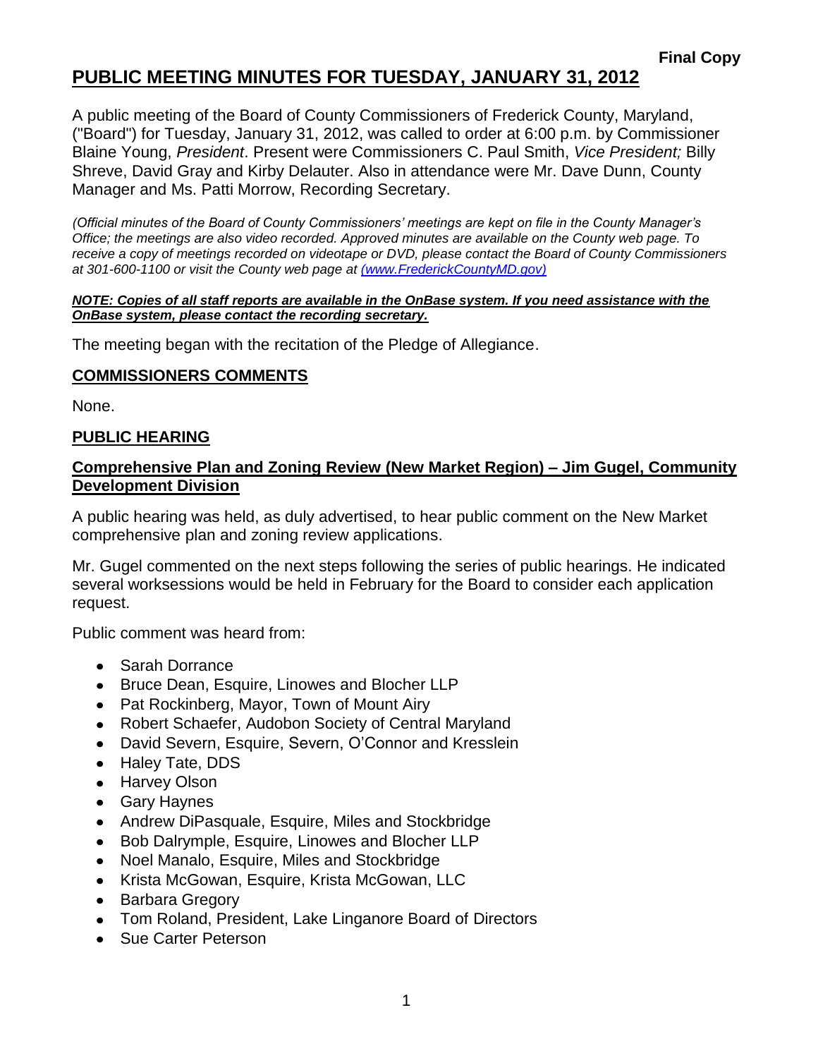**Final Copy**

# PUBLIC MEETING MINUTES FOR TUESDAY, JANUARY 31, 2012

A public meeting of the Board of County Commissioners of Frederick County, Maryland, ("Board") for Tuesday, January 31, 2012, was called to order at 6:00 p.m. by Commissioner Blaine Young, *President*. Present were Commissioners C. Paul Smith, *Vice President;* Billy Shreve, David Gray and Kirby Delauter. Also in attendance were Mr. Dave Dunn, County Manager and Ms. Patti Morrow, Recording Secretary.

*(Official minutes of the Board of County Commissioners' meetings are kept on file in the County Manager's Office; the meetings are also video recorded. Approved minutes are available on the County web page. To receive a copy of meetings recorded on videotape or DVD, please contact the Board of County Commissioners at 301-600-1100 or visit the County web page at (www.FrederickCountyMD.gov)*

***NOTE: Copies of all staff reports are available in the OnBase system. If you need assistance with the OnBase system, please contact the recording secretary.***

The meeting began with the recitation of the Pledge of Allegiance.

## COMMISSIONERS COMMENTS

None.

## PUBLIC HEARING

### Comprehensive Plan and Zoning Review (New Market Region) – Jim Gugel, Community Development Division

A public hearing was held, as duly advertised, to hear public comment on the New Market comprehensive plan and zoning review applications.

Mr. Gugel commented on the next steps following the series of public hearings. He indicated several worksessions would be held in February for the Board to consider each application request.

Public comment was heard from:

- Sarah Dorrance
- Bruce Dean, Esquire, Linowes and Blocher LLP
- Pat Rockinberg, Mayor, Town of Mount Airy
- Robert Schaefer, Audobon Society of Central Maryland
- David Severn, Esquire, Severn, O'Connor and Kresslein
- Haley Tate, DDS
- Harvey Olson
- Gary Haynes
- Andrew DiPasquale, Esquire, Miles and Stockbridge
- Bob Dalrymple, Esquire, Linowes and Blocher LLP
- Noel Manalo, Esquire, Miles and Stockbridge
- Krista McGowan, Esquire, Krista McGowan, LLC
- Barbara Gregory
- Tom Roland, President, Lake Linganore Board of Directors
- Sue Carter Peterson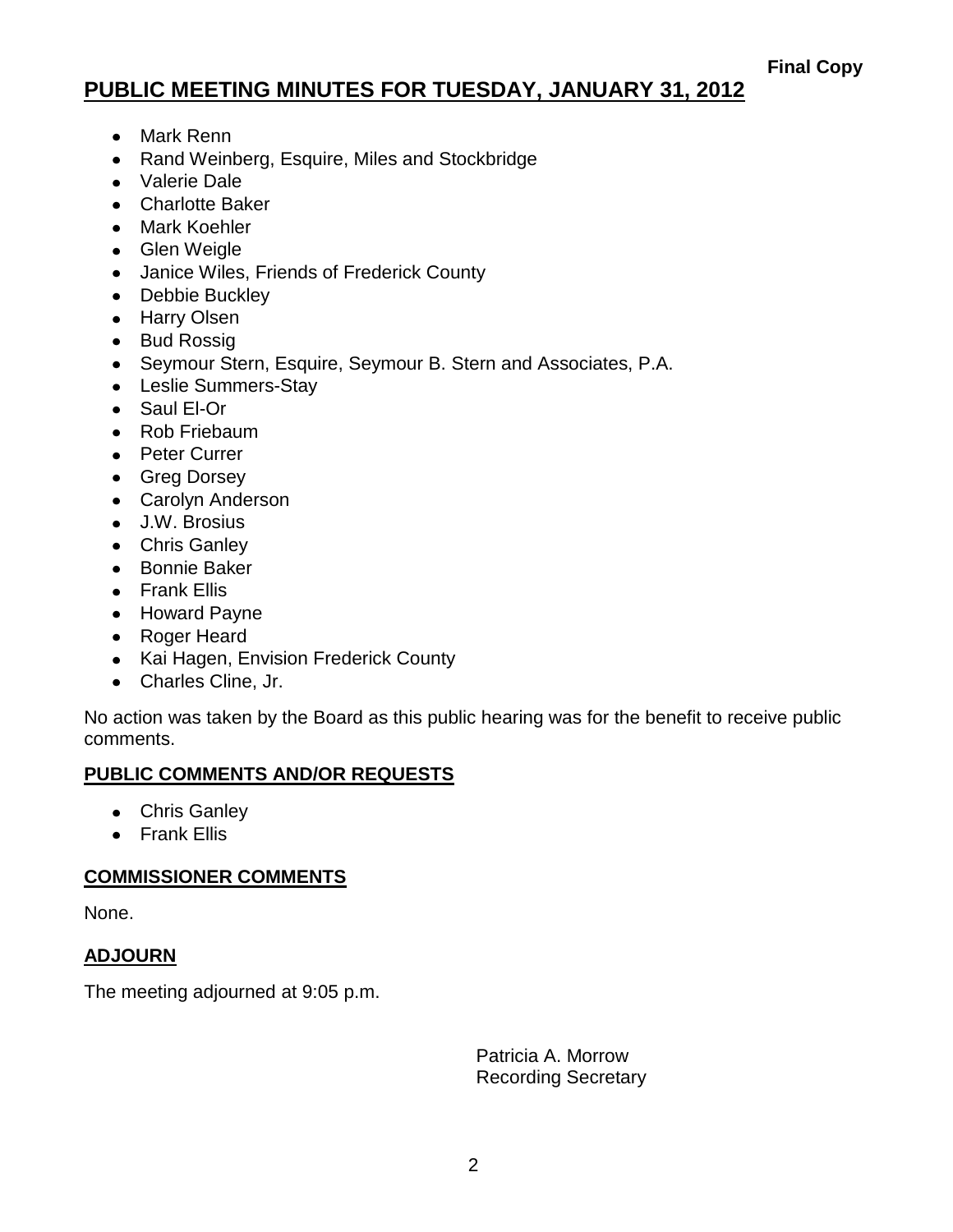**Final Copy**

# PUBLIC MEETING MINUTES FOR TUESDAY, JANUARY 31, 2012

- Mark Renn
- Rand Weinberg, Esquire, Miles and Stockbridge
- Valerie Dale
- Charlotte Baker
- Mark Koehler
- Glen Weigle
- Janice Wiles, Friends of Frederick County
- Debbie Buckley
- Harry Olsen
- Bud Rossig
- Seymour Stern, Esquire, Seymour B. Stern and Associates, P.A.
- Leslie Summers-Stay
- Saul El-Or
- Rob Friebaum
- Peter Currer
- Greg Dorsey
- Carolyn Anderson
- J.W. Brosius
- Chris Ganley
- Bonnie Baker
- Frank Ellis
- Howard Payne
- Roger Heard
- Kai Hagen, Envision Frederick County
- Charles Cline, Jr.

No action was taken by the Board as this public hearing was for the benefit to receive public comments.

## PUBLIC COMMENTS AND/OR REQUESTS

- Chris Ganley
- Frank Ellis

## COMMISSIONER COMMENTS

None.

## ADJOURN

The meeting adjourned at 9:05 p.m.

Patricia A. Morrow
Recording Secretary